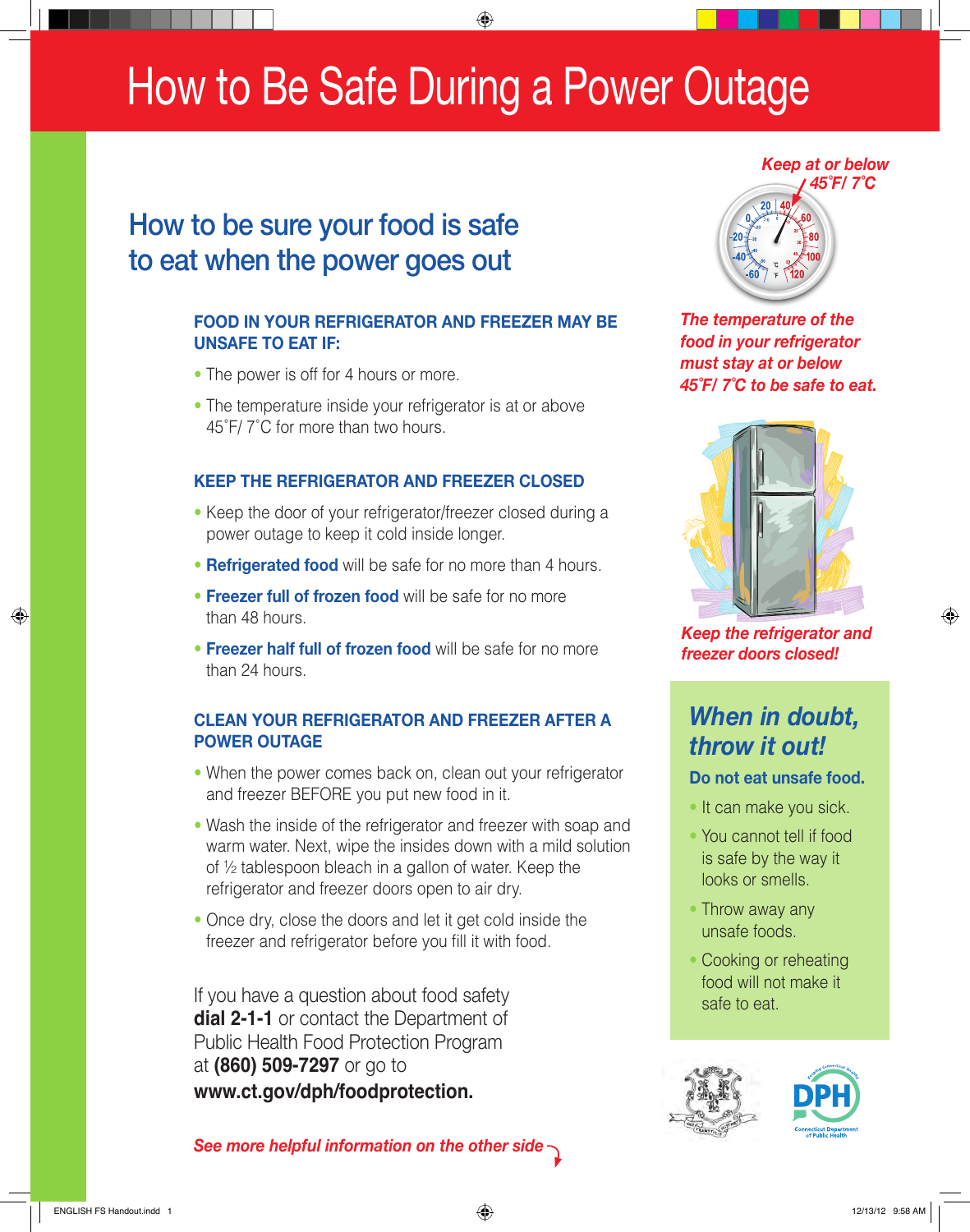# How to Be Safe During a Power Outage

## How to be sure your food is safe to eat when the power goes out

### FOOD IN YOUR REFRIGERATOR AND FREEZER MAY BE UNSAFE TO EAT IF:

- The power is off for 4 hours or more.
- The temperature inside your refrigerator is at or above 45˚F/ 7˚C for more than two hours.

### KEEP THE REFRIGERATOR AND FREEZER CLOSED

- Keep the door of your refrigerator/freezer closed during a power outage to keep it cold inside longer.
- **Refrigerated food** will be safe for no more than 4 hours.
- **Freezer full of frozen food** will be safe for no more than 48 hours.
- **Freezer half full of frozen food** will be safe for no more than 24 hours.

### CLEAN YOUR REFRIGERATOR AND FREEZER AFTER A POWER OUTAGE

- When the power comes back on, clean out your refrigerator and freezer BEFORE you put new food in it.
- Wash the inside of the refrigerator and freezer with soap and warm water. Next, wipe the insides down with a mild solution of ½ tablespoon bleach in a gallon of water. Keep the refrigerator and freezer doors open to air dry.
- Once dry, close the doors and let it get cold inside the freezer and refrigerator before you fill it with food.

If you have a question about food safety **dial 2-1-1** or contact the Department of Public Health Food Protection Program at **(860) 509-7297** or go to **www.ct.gov/dph/foodprotection.**

***See more helpful information on the other side***

***Keep at or below 45˚F/ 7˚C***

***The temperature of the food in your refrigerator must stay at or below 45˚F/ 7˚C to be safe to eat.***

***Keep the refrigerator and freezer doors closed!***

## *When in doubt, throw it out!*

**Do not eat unsafe food.**

- It can make you sick.
- You cannot tell if food is safe by the way it looks or smells.
- Throw away any unsafe foods.
- Cooking or reheating food will not make it safe to eat.

Connecticut Department of Public Health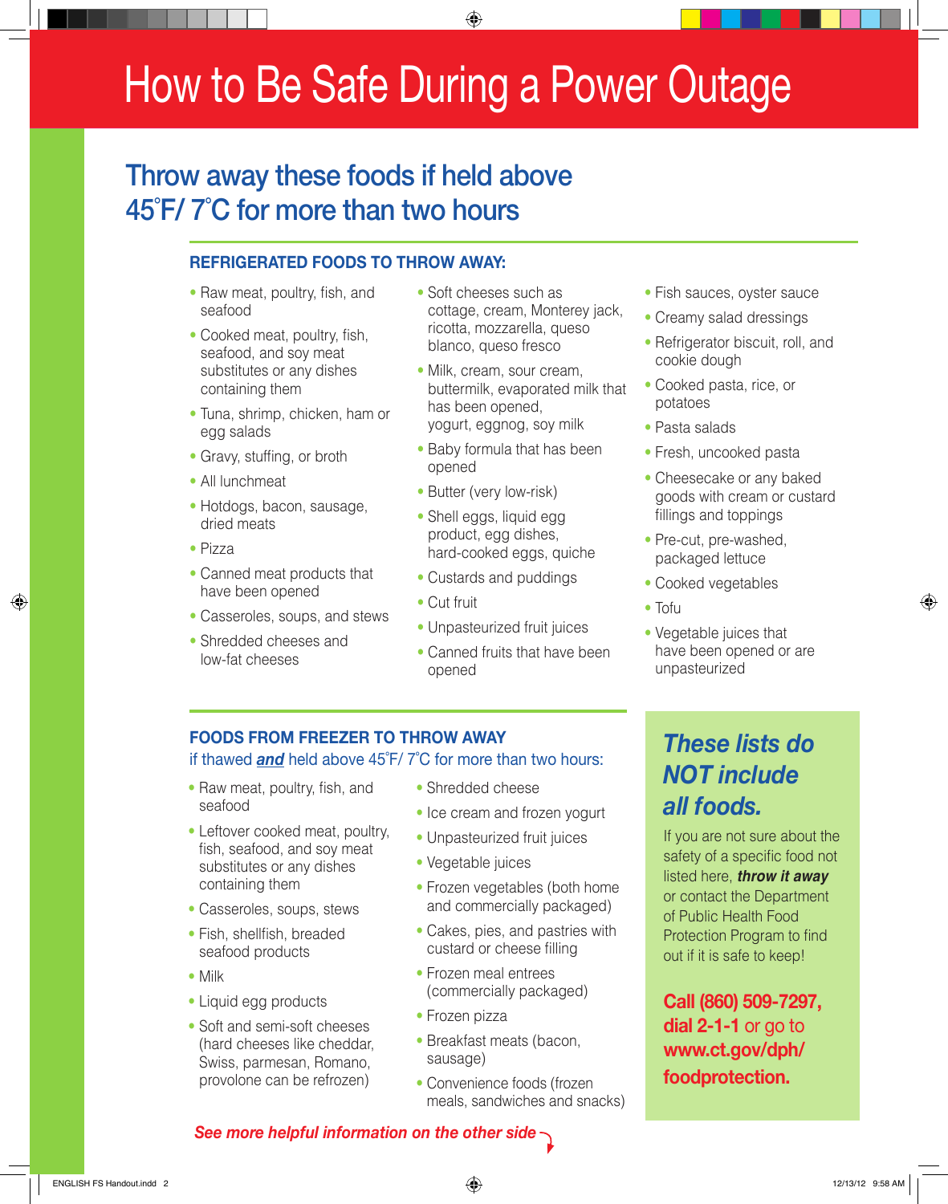# How to Be Safe During a Power Outage

## Throw away these foods if held above 45˚F/ 7˚C for more than two hours

### REFRIGERATED FOODS TO THROW AWAY:

- Raw meat, poultry, fish, and seafood
- Cooked meat, poultry, fish, seafood, and soy meat substitutes or any dishes containing them
- Tuna, shrimp, chicken, ham or egg salads
- Gravy, stuffing, or broth
- All lunchmeat
- Hotdogs, bacon, sausage, dried meats
- Pizza
- Canned meat products that have been opened
- Casseroles, soups, and stews
- Shredded cheeses and low-fat cheeses
- Soft cheeses such as cottage, cream, Monterey jack, ricotta, mozzarella, queso blanco, queso fresco
- Milk, cream, sour cream, buttermilk, evaporated milk that has been opened, yogurt, eggnog, soy milk
- Baby formula that has been opened
- Butter (very low-risk)
- Shell eggs, liquid egg product, egg dishes, hard-cooked eggs, quiche
- Custards and puddings
- Cut fruit
- Unpasteurized fruit juices
- Canned fruits that have been opened
- Fish sauces, oyster sauce
- Creamy salad dressings
- Refrigerator biscuit, roll, and cookie dough
- Cooked pasta, rice, or potatoes
- Pasta salads
- Fresh, uncooked pasta
- Cheesecake or any baked goods with cream or custard fillings and toppings
- Pre-cut, pre-washed, packaged lettuce
- Cooked vegetables
- Tofu
- Vegetable juices that have been opened or are unpasteurized

### FOODS FROM FREEZER TO THROW AWAY

if thawed ***and*** held above 45˚F/ 7˚C for more than two hours:

- Raw meat, poultry, fish, and seafood
- Leftover cooked meat, poultry, fish, seafood, and soy meat substitutes or any dishes containing them
- Casseroles, soups, stews
- Fish, shellfish, breaded seafood products
- Milk
- Liquid egg products
- Soft and semi-soft cheeses (hard cheeses like cheddar, Swiss, parmesan, Romano, provolone can be refrozen)
- Shredded cheese
- Ice cream and frozen yogurt
- Unpasteurized fruit juices
- Vegetable juices
- Frozen vegetables (both home and commercially packaged)
- Cakes, pies, and pastries with custard or cheese filling
- Frozen meal entrees (commercially packaged)
- Frozen pizza
- Breakfast meats (bacon, sausage)
- Convenience foods (frozen meals, sandwiches and snacks)

***These lists do NOT include all foods.***

If you are not sure about the safety of a specific food not listed here, ***throw it away*** or contact the Department of Public Health Food Protection Program to find out if it is safe to keep!

**Call (860) 509-7297, dial 2-1-1** or go to **www.ct.gov/dph/foodprotection.**

***See more helpful information on the other side***